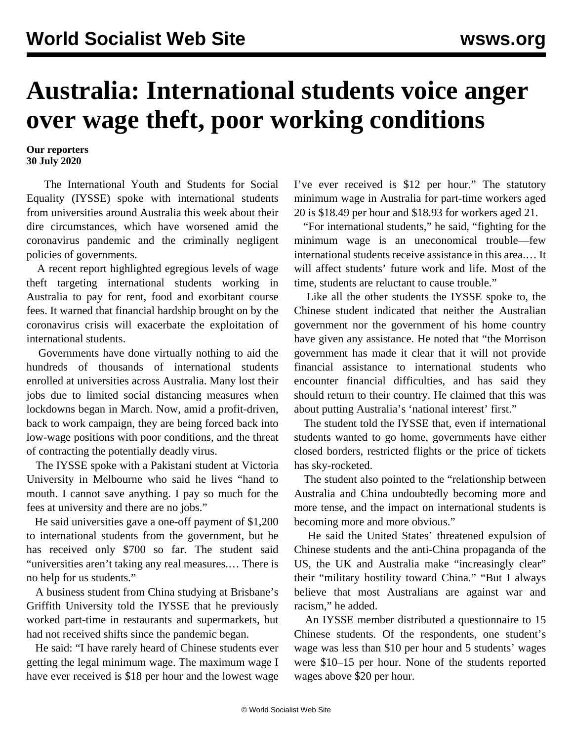# Australia: International students voice anger over wage theft, poor working conditions

**Our reporters**
**30 July 2020**

The International Youth and Students for Social Equality (IYSSE) spoke with international students from universities around Australia this week about their dire circumstances, which have worsened amid the coronavirus pandemic and the criminally negligent policies of governments.

A recent report highlighted egregious levels of wage theft targeting international students working in Australia to pay for rent, food and exorbitant course fees. It warned that financial hardship brought on by the coronavirus crisis will exacerbate the exploitation of international students.

Governments have done virtually nothing to aid the hundreds of thousands of international students enrolled at universities across Australia. Many lost their jobs due to limited social distancing measures when lockdowns began in March. Now, amid a profit-driven, back to work campaign, they are being forced back into low-wage positions with poor conditions, and the threat of contracting the potentially deadly virus.

The IYSSE spoke with a Pakistani student at Victoria University in Melbourne who said he lives "hand to mouth. I cannot save anything. I pay so much for the fees at university and there are no jobs."

He said universities gave a one-off payment of $1,200 to international students from the government, but he has received only $700 so far. The student said "universities aren't taking any real measures.… There is no help for us students."

A business student from China studying at Brisbane's Griffith University told the IYSSE that he previously worked part-time in restaurants and supermarkets, but had not received shifts since the pandemic began.

He said: "I have rarely heard of Chinese students ever getting the legal minimum wage. The maximum wage I have ever received is $18 per hour and the lowest wage I've ever received is $12 per hour." The statutory minimum wage in Australia for part-time workers aged 20 is $18.49 per hour and $18.93 for workers aged 21.

"For international students," he said, "fighting for the minimum wage is an uneconomical trouble—few international students receive assistance in this area.… It will affect students' future work and life. Most of the time, students are reluctant to cause trouble."

Like all the other students the IYSSE spoke to, the Chinese student indicated that neither the Australian government nor the government of his home country have given any assistance. He noted that "the Morrison government has made it clear that it will not provide financial assistance to international students who encounter financial difficulties, and has said they should return to their country. He claimed that this was about putting Australia's 'national interest' first."

The student told the IYSSE that, even if international students wanted to go home, governments have either closed borders, restricted flights or the price of tickets has sky-rocketed.

The student also pointed to the "relationship between Australia and China undoubtedly becoming more and more tense, and the impact on international students is becoming more and more obvious."

He said the United States' threatened expulsion of Chinese students and the anti-China propaganda of the US, the UK and Australia make "increasingly clear" their "military hostility toward China." "But I always believe that most Australians are against war and racism," he added.

An IYSSE member distributed a questionnaire to 15 Chinese students. Of the respondents, one student's wage was less than $10 per hour and 5 students' wages were $10–15 per hour. None of the students reported wages above $20 per hour.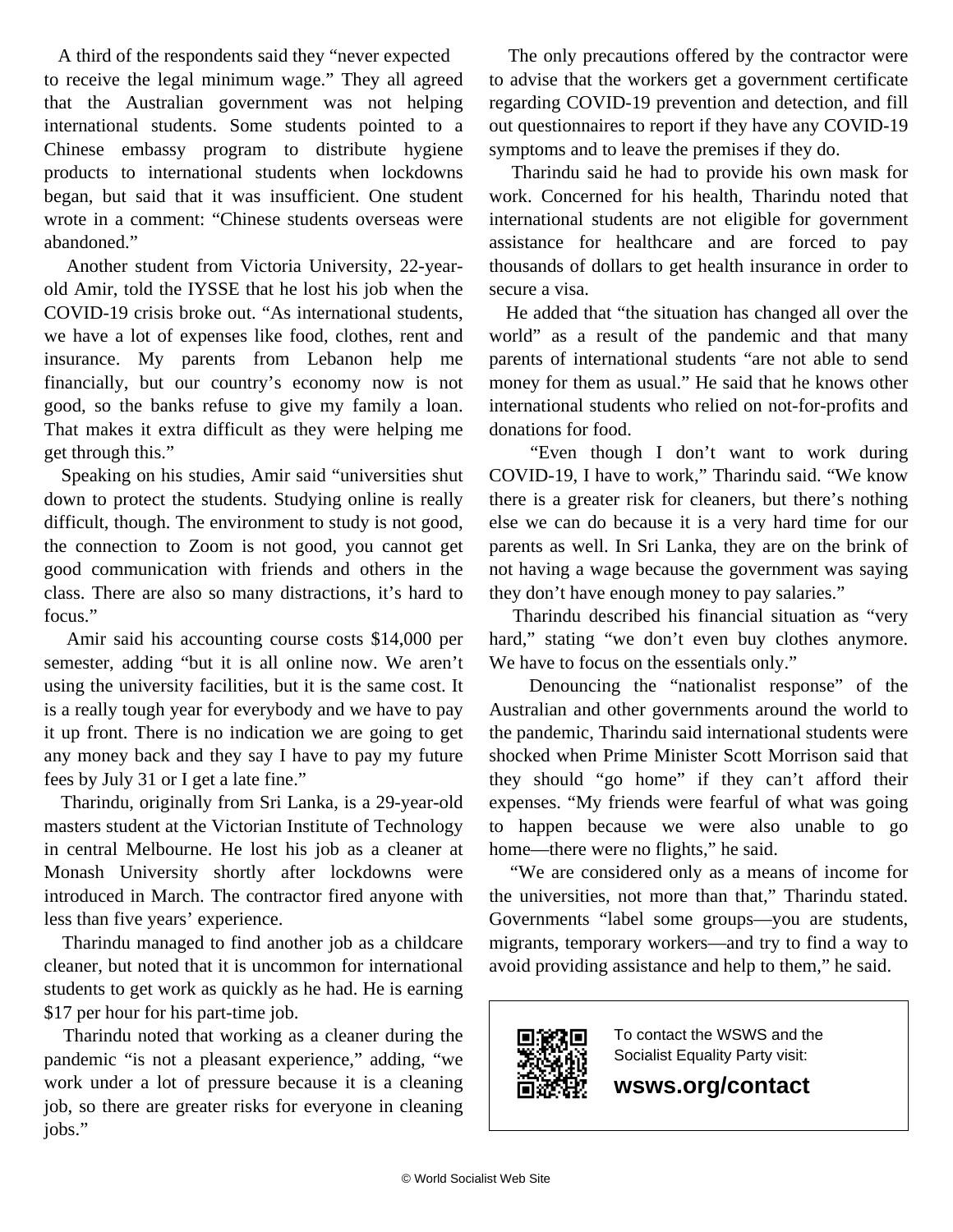A third of the respondents said they "never expected to receive the legal minimum wage." They all agreed that the Australian government was not helping international students. Some students pointed to a Chinese embassy program to distribute hygiene products to international students when lockdowns began, but said that it was insufficient. One student wrote in a comment: "Chinese students overseas were abandoned."

Another student from Victoria University, 22-year-old Amir, told the IYSSE that he lost his job when the COVID-19 crisis broke out. "As international students, we have a lot of expenses like food, clothes, rent and insurance. My parents from Lebanon help me financially, but our country's economy now is not good, so the banks refuse to give my family a loan. That makes it extra difficult as they were helping me get through this."

Speaking on his studies, Amir said "universities shut down to protect the students. Studying online is really difficult, though. The environment to study is not good, the connection to Zoom is not good, you cannot get good communication with friends and others in the class. There are also so many distractions, it's hard to focus."

Amir said his accounting course costs $14,000 per semester, adding "but it is all online now. We aren't using the university facilities, but it is the same cost. It is a really tough year for everybody and we have to pay it up front. There is no indication we are going to get any money back and they say I have to pay my future fees by July 31 or I get a late fine."

Tharindu, originally from Sri Lanka, is a 29-year-old masters student at the Victorian Institute of Technology in central Melbourne. He lost his job as a cleaner at Monash University shortly after lockdowns were introduced in March. The contractor fired anyone with less than five years' experience.

Tharindu managed to find another job as a childcare cleaner, but noted that it is uncommon for international students to get work as quickly as he had. He is earning $17 per hour for his part-time job.

Tharindu noted that working as a cleaner during the pandemic "is not a pleasant experience," adding, "we work under a lot of pressure because it is a cleaning job, so there are greater risks for everyone in cleaning jobs."

The only precautions offered by the contractor were to advise that the workers get a government certificate regarding COVID-19 prevention and detection, and fill out questionnaires to report if they have any COVID-19 symptoms and to leave the premises if they do.

Tharindu said he had to provide his own mask for work. Concerned for his health, Tharindu noted that international students are not eligible for government assistance for healthcare and are forced to pay thousands of dollars to get health insurance in order to secure a visa.

He added that "the situation has changed all over the world" as a result of the pandemic and that many parents of international students "are not able to send money for them as usual." He said that he knows other international students who relied on not-for-profits and donations for food.

"Even though I don't want to work during COVID-19, I have to work," Tharindu said. "We know there is a greater risk for cleaners, but there's nothing else we can do because it is a very hard time for our parents as well. In Sri Lanka, they are on the brink of not having a wage because the government was saying they don't have enough money to pay salaries."

Tharindu described his financial situation as "very hard," stating "we don't even buy clothes anymore. We have to focus on the essentials only."

Denouncing the "nationalist response" of the Australian and other governments around the world to the pandemic, Tharindu said international students were shocked when Prime Minister Scott Morrison said that they should "go home" if they can't afford their expenses. "My friends were fearful of what was going to happen because we were also unable to go home—there were no flights," he said.

"We are considered only as a means of income for the universities, not more than that," Tharindu stated. Governments "label some groups—you are students, migrants, temporary workers—and try to find a way to avoid providing assistance and help to them," he said.

To contact the WSWS and the Socialist Equality Party visit:

**wsws.org/contact**